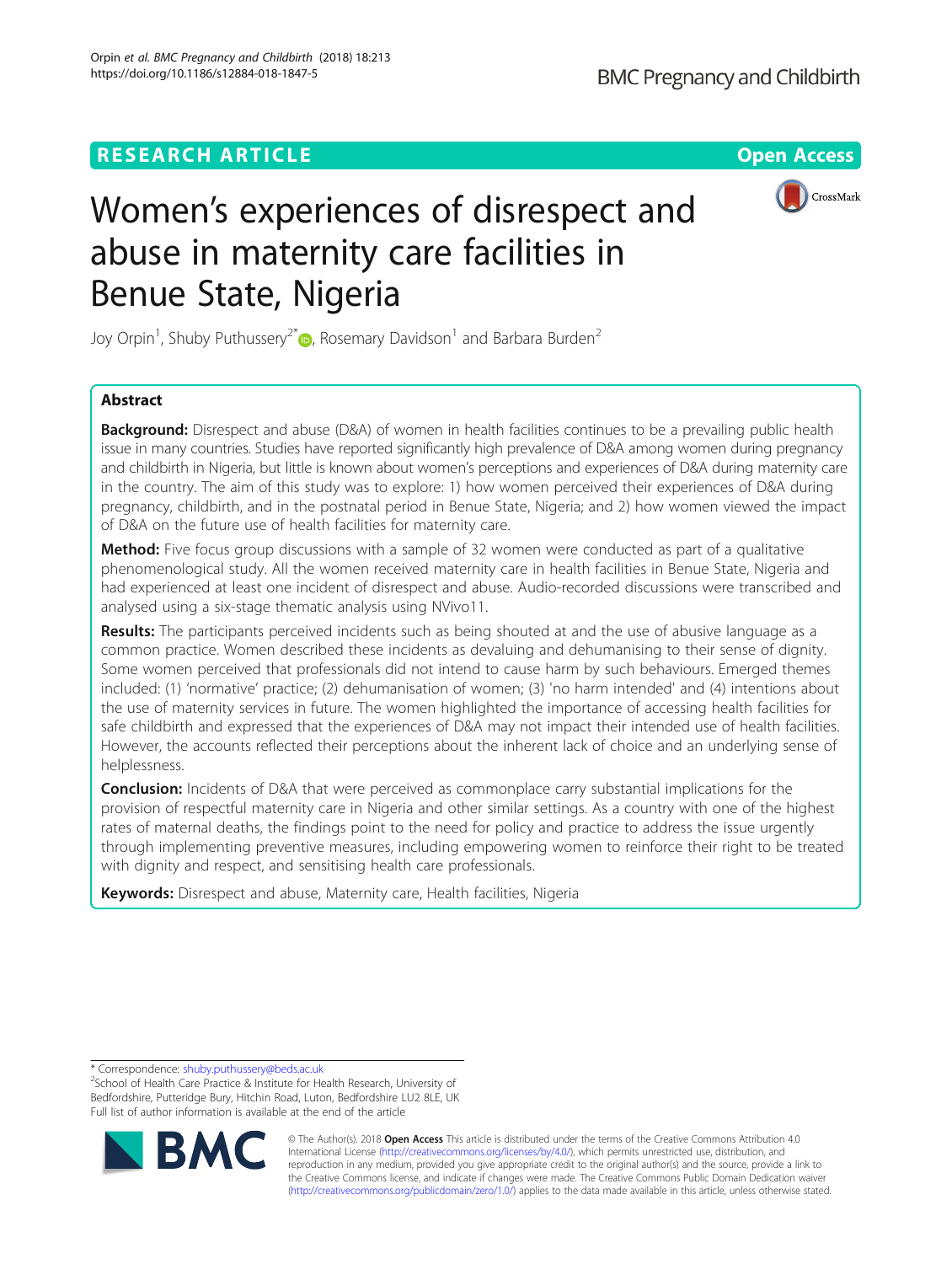RESEARCH ARTICLE

Open Access

# Women's experiences of disrespect and abuse in maternity care facilities in Benue State, Nigeria

Joy Orpin[1], Shuby Puthussery[2*], Rosemary Davidson[1] and Barbara Burden[2]

## Abstract

**Background:** Disrespect and abuse (D&A) of women in health facilities continues to be a prevailing public health issue in many countries. Studies have reported significantly high prevalence of D&A among women during pregnancy and childbirth in Nigeria, but little is known about women's perceptions and experiences of D&A during maternity care in the country. The aim of this study was to explore: 1) how women perceived their experiences of D&A during pregnancy, childbirth, and in the postnatal period in Benue State, Nigeria; and 2) how women viewed the impact of D&A on the future use of health facilities for maternity care.

**Method:** Five focus group discussions with a sample of 32 women were conducted as part of a qualitative phenomenological study. All the women received maternity care in health facilities in Benue State, Nigeria and had experienced at least one incident of disrespect and abuse. Audio-recorded discussions were transcribed and analysed using a six-stage thematic analysis using NVivo11.

**Results:** The participants perceived incidents such as being shouted at and the use of abusive language as a common practice. Women described these incidents as devaluing and dehumanising to their sense of dignity. Some women perceived that professionals did not intend to cause harm by such behaviours. Emerged themes included: (1) 'normative' practice; (2) dehumanisation of women; (3) 'no harm intended' and (4) intentions about the use of maternity services in future. The women highlighted the importance of accessing health facilities for safe childbirth and expressed that the experiences of D&A may not impact their intended use of health facilities. However, the accounts reflected their perceptions about the inherent lack of choice and an underlying sense of helplessness.

**Conclusion:** Incidents of D&A that were perceived as commonplace carry substantial implications for the provision of respectful maternity care in Nigeria and other similar settings. As a country with one of the highest rates of maternal deaths, the findings point to the need for policy and practice to address the issue urgently through implementing preventive measures, including empowering women to reinforce their right to be treated with dignity and respect, and sensitising health care professionals.

**Keywords:** Disrespect and abuse, Maternity care, Health facilities, Nigeria

\* Correspondence: shuby.puthussery@beds.ac.uk
[2]School of Health Care Practice & Institute for Health Research, University of Bedfordshire, Putteridge Bury, Hitchin Road, Luton, Bedfordshire LU2 8LE, UK
Full list of author information is available at the end of the article

© The Author(s). 2018 **Open Access** This article is distributed under the terms of the Creative Commons Attribution 4.0 International License (http://creativecommons.org/licenses/by/4.0/), which permits unrestricted use, distribution, and reproduction in any medium, provided you give appropriate credit to the original author(s) and the source, provide a link to the Creative Commons license, and indicate if changes were made. The Creative Commons Public Domain Dedication waiver (http://creativecommons.org/publicdomain/zero/1.0/) applies to the data made available in this article, unless otherwise stated.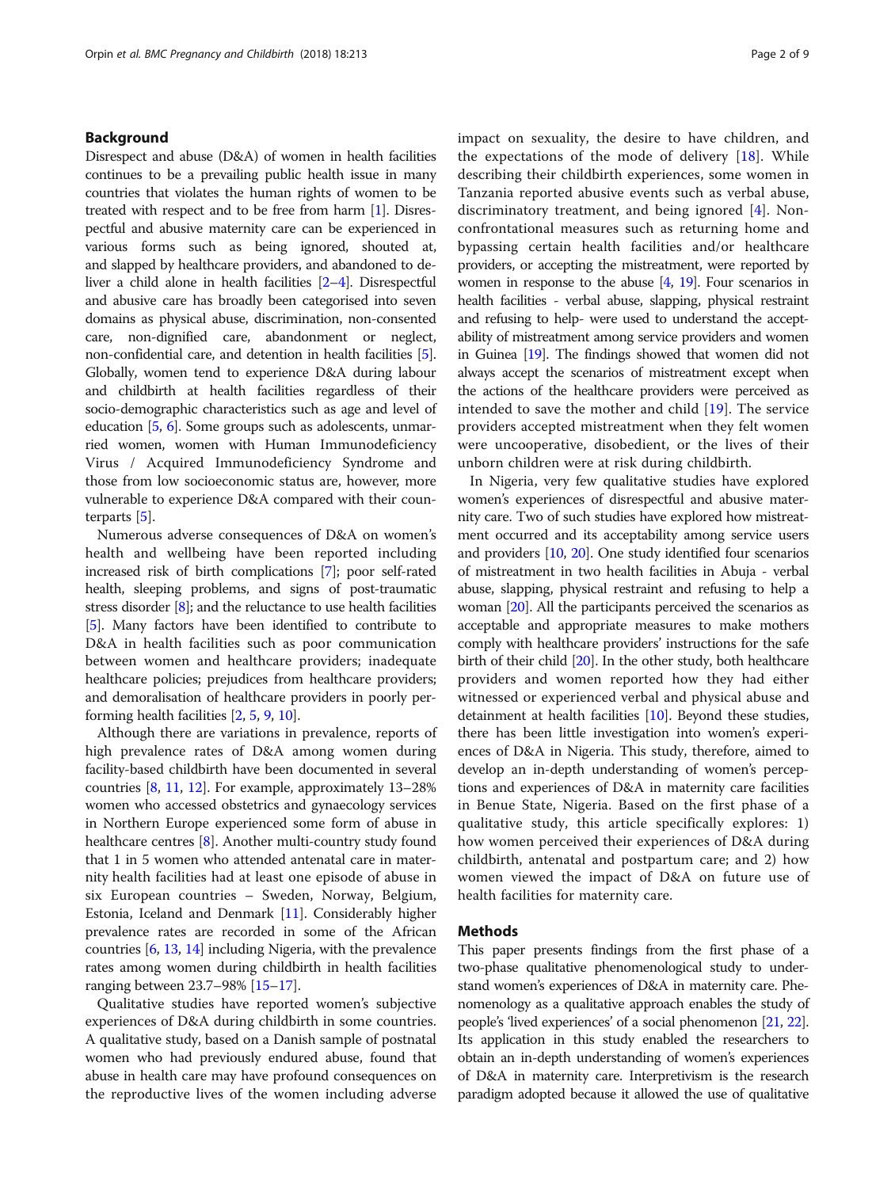## Background

Disrespect and abuse (D&A) of women in health facilities continues to be a prevailing public health issue in many countries that violates the human rights of women to be treated with respect and to be free from harm [1]. Disrespectful and abusive maternity care can be experienced in various forms such as being ignored, shouted at, and slapped by healthcare providers, and abandoned to deliver a child alone in health facilities [2–4]. Disrespectful and abusive care has broadly been categorised into seven domains as physical abuse, discrimination, non-consented care, non-dignified care, abandonment or neglect, non-confidential care, and detention in health facilities [5]. Globally, women tend to experience D&A during labour and childbirth at health facilities regardless of their socio-demographic characteristics such as age and level of education [5, 6]. Some groups such as adolescents, unmarried women, women with Human Immunodeficiency Virus / Acquired Immunodeficiency Syndrome and those from low socioeconomic status are, however, more vulnerable to experience D&A compared with their counterparts [5].

Numerous adverse consequences of D&A on women's health and wellbeing have been reported including increased risk of birth complications [7]; poor self-rated health, sleeping problems, and signs of post-traumatic stress disorder [8]; and the reluctance to use health facilities [5]. Many factors have been identified to contribute to D&A in health facilities such as poor communication between women and healthcare providers; inadequate healthcare policies; prejudices from healthcare providers; and demoralisation of healthcare providers in poorly performing health facilities [2, 5, 9, 10].

Although there are variations in prevalence, reports of high prevalence rates of D&A among women during facility-based childbirth have been documented in several countries [8, 11, 12]. For example, approximately 13–28% women who accessed obstetrics and gynaecology services in Northern Europe experienced some form of abuse in healthcare centres [8]. Another multi-country study found that 1 in 5 women who attended antenatal care in maternity health facilities had at least one episode of abuse in six European countries – Sweden, Norway, Belgium, Estonia, Iceland and Denmark [11]. Considerably higher prevalence rates are recorded in some of the African countries [6, 13, 14] including Nigeria, with the prevalence rates among women during childbirth in health facilities ranging between 23.7–98% [15–17].

Qualitative studies have reported women's subjective experiences of D&A during childbirth in some countries. A qualitative study, based on a Danish sample of postnatal women who had previously endured abuse, found that abuse in health care may have profound consequences on the reproductive lives of the women including adverse impact on sexuality, the desire to have children, and the expectations of the mode of delivery [18]. While describing their childbirth experiences, some women in Tanzania reported abusive events such as verbal abuse, discriminatory treatment, and being ignored [4]. Non-confrontational measures such as returning home and bypassing certain health facilities and/or healthcare providers, or accepting the mistreatment, were reported by women in response to the abuse [4, 19]. Four scenarios in health facilities - verbal abuse, slapping, physical restraint and refusing to help- were used to understand the acceptability of mistreatment among service providers and women in Guinea [19]. The findings showed that women did not always accept the scenarios of mistreatment except when the actions of the healthcare providers were perceived as intended to save the mother and child [19]. The service providers accepted mistreatment when they felt women were uncooperative, disobedient, or the lives of their unborn children were at risk during childbirth.

In Nigeria, very few qualitative studies have explored women's experiences of disrespectful and abusive maternity care. Two of such studies have explored how mistreatment occurred and its acceptability among service users and providers [10, 20]. One study identified four scenarios of mistreatment in two health facilities in Abuja - verbal abuse, slapping, physical restraint and refusing to help a woman [20]. All the participants perceived the scenarios as acceptable and appropriate measures to make mothers comply with healthcare providers' instructions for the safe birth of their child [20]. In the other study, both healthcare providers and women reported how they had either witnessed or experienced verbal and physical abuse and detainment at health facilities [10]. Beyond these studies, there has been little investigation into women's experiences of D&A in Nigeria. This study, therefore, aimed to develop an in-depth understanding of women's perceptions and experiences of D&A in maternity care facilities in Benue State, Nigeria. Based on the first phase of a qualitative study, this article specifically explores: 1) how women perceived their experiences of D&A during childbirth, antenatal and postpartum care; and 2) how women viewed the impact of D&A on future use of health facilities for maternity care.

## Methods

This paper presents findings from the first phase of a two-phase qualitative phenomenological study to understand women's experiences of D&A in maternity care. Phenomenology as a qualitative approach enables the study of people's 'lived experiences' of a social phenomenon [21, 22]. Its application in this study enabled the researchers to obtain an in-depth understanding of women's experiences of D&A in maternity care. Interpretivism is the research paradigm adopted because it allowed the use of qualitative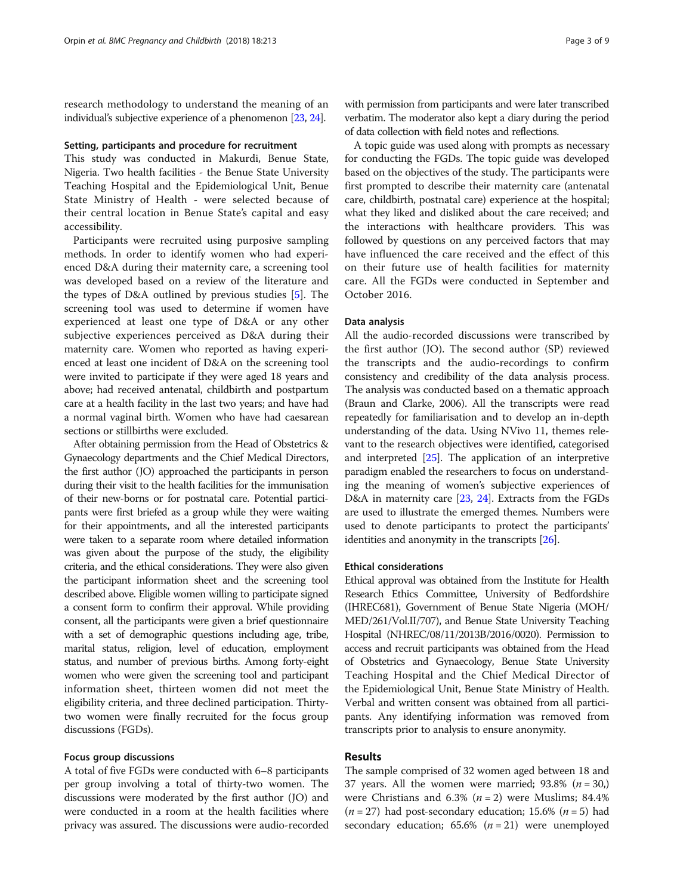research methodology to understand the meaning of an individual's subjective experience of a phenomenon [23, 24].

### Setting, participants and procedure for recruitment

This study was conducted in Makurdi, Benue State, Nigeria. Two health facilities - the Benue State University Teaching Hospital and the Epidemiological Unit, Benue State Ministry of Health - were selected because of their central location in Benue State's capital and easy accessibility.

Participants were recruited using purposive sampling methods. In order to identify women who had experienced D&A during their maternity care, a screening tool was developed based on a review of the literature and the types of D&A outlined by previous studies [5]. The screening tool was used to determine if women have experienced at least one type of D&A or any other subjective experiences perceived as D&A during their maternity care. Women who reported as having experienced at least one incident of D&A on the screening tool were invited to participate if they were aged 18 years and above; had received antenatal, childbirth and postpartum care at a health facility in the last two years; and have had a normal vaginal birth. Women who have had caesarean sections or stillbirths were excluded.

After obtaining permission from the Head of Obstetrics & Gynaecology departments and the Chief Medical Directors, the first author (JO) approached the participants in person during their visit to the health facilities for the immunisation of their new-borns or for postnatal care. Potential participants were first briefed as a group while they were waiting for their appointments, and all the interested participants were taken to a separate room where detailed information was given about the purpose of the study, the eligibility criteria, and the ethical considerations. They were also given the participant information sheet and the screening tool described above. Eligible women willing to participate signed a consent form to confirm their approval. While providing consent, all the participants were given a brief questionnaire with a set of demographic questions including age, tribe, marital status, religion, level of education, employment status, and number of previous births. Among forty-eight women who were given the screening tool and participant information sheet, thirteen women did not meet the eligibility criteria, and three declined participation. Thirty-two women were finally recruited for the focus group discussions (FGDs).

### Focus group discussions

A total of five FGDs were conducted with 6–8 participants per group involving a total of thirty-two women. The discussions were moderated by the first author (JO) and were conducted in a room at the health facilities where privacy was assured. The discussions were audio-recorded with permission from participants and were later transcribed verbatim. The moderator also kept a diary during the period of data collection with field notes and reflections.

A topic guide was used along with prompts as necessary for conducting the FGDs. The topic guide was developed based on the objectives of the study. The participants were first prompted to describe their maternity care (antenatal care, childbirth, postnatal care) experience at the hospital; what they liked and disliked about the care received; and the interactions with healthcare providers. This was followed by questions on any perceived factors that may have influenced the care received and the effect of this on their future use of health facilities for maternity care. All the FGDs were conducted in September and October 2016.

### Data analysis

All the audio-recorded discussions were transcribed by the first author (JO). The second author (SP) reviewed the transcripts and the audio-recordings to confirm consistency and credibility of the data analysis process. The analysis was conducted based on a thematic approach (Braun and Clarke, 2006). All the transcripts were read repeatedly for familiarisation and to develop an in-depth understanding of the data. Using NVivo 11, themes relevant to the research objectives were identified, categorised and interpreted [25]. The application of an interpretive paradigm enabled the researchers to focus on understanding the meaning of women's subjective experiences of D&A in maternity care [23, 24]. Extracts from the FGDs are used to illustrate the emerged themes. Numbers were used to denote participants to protect the participants' identities and anonymity in the transcripts [26].

### Ethical considerations

Ethical approval was obtained from the Institute for Health Research Ethics Committee, University of Bedfordshire (IHREC681), Government of Benue State Nigeria (MOH/MED/261/Vol.II/707), and Benue State University Teaching Hospital (NHREC/08/11/2013B/2016/0020). Permission to access and recruit participants was obtained from the Head of Obstetrics and Gynaecology, Benue State University Teaching Hospital and the Chief Medical Director of the Epidemiological Unit, Benue State Ministry of Health. Verbal and written consent was obtained from all participants. Any identifying information was removed from transcripts prior to analysis to ensure anonymity.

## Results

The sample comprised of 32 women aged between 18 and 37 years. All the women were married; 93.8% ($n = 30$,) were Christians and 6.3% ($n = 2$) were Muslims; 84.4% ($n = 27$) had post-secondary education; 15.6% ($n = 5$) had secondary education; 65.6% ($n = 21$) were unemployed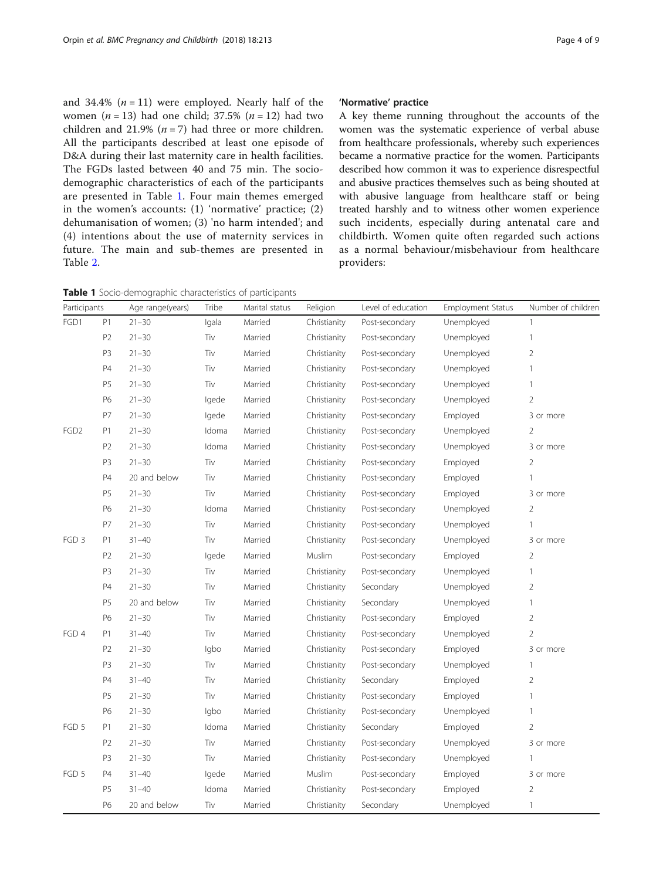and 34.4% ($n = 11$) were employed. Nearly half of the women ($n = 13$) had one child; 37.5% ($n = 12$) had two children and 21.9% ($n = 7$) had three or more children. All the participants described at least one episode of D&A during their last maternity care in health facilities. The FGDs lasted between 40 and 75 min. The socio-demographic characteristics of each of the participants are presented in Table 1. Four main themes emerged in the women's accounts: (1) 'normative' practice; (2) dehumanisation of women; (3) 'no harm intended'; and (4) intentions about the use of maternity services in future. The main and sub-themes are presented in Table 2.

### 'Normative' practice

A key theme running throughout the accounts of the women was the systematic experience of verbal abuse from healthcare professionals, whereby such experiences became a normative practice for the women. Participants described how common it was to experience disrespectful and abusive practices themselves such as being shouted at with abusive language from healthcare staff or being treated harshly and to witness other women experience such incidents, especially during antenatal care and childbirth. Women quite often regarded such actions as a normal behaviour/misbehaviour from healthcare providers:

**Table 1** Socio-demographic characteristics of participants

| Participants | | Age range(years) | Tribe | Marital status | Religion | Level of education | Employment Status | Number of children |
|---|---|---|---|---|---|---|---|---|
| FGD1 | P1 | 21–30 | Igala | Married | Christianity | Post-secondary | Unemployed | 1 |
| | P2 | 21–30 | Tiv | Married | Christianity | Post-secondary | Unemployed | 1 |
| | P3 | 21–30 | Tiv | Married | Christianity | Post-secondary | Unemployed | 2 |
| | P4 | 21–30 | Tiv | Married | Christianity | Post-secondary | Unemployed | 1 |
| | P5 | 21–30 | Tiv | Married | Christianity | Post-secondary | Unemployed | 1 |
| | P6 | 21–30 | Igede | Married | Christianity | Post-secondary | Unemployed | 2 |
| | P7 | 21–30 | Igede | Married | Christianity | Post-secondary | Employed | 3 or more |
| FGD2 | P1 | 21–30 | Idoma | Married | Christianity | Post-secondary | Unemployed | 2 |
| | P2 | 21–30 | Idoma | Married | Christianity | Post-secondary | Unemployed | 3 or more |
| | P3 | 21–30 | Tiv | Married | Christianity | Post-secondary | Employed | 2 |
| | P4 | 20 and below | Tiv | Married | Christianity | Post-secondary | Employed | 1 |
| | P5 | 21–30 | Tiv | Married | Christianity | Post-secondary | Employed | 3 or more |
| | P6 | 21–30 | Idoma | Married | Christianity | Post-secondary | Unemployed | 2 |
| | P7 | 21–30 | Tiv | Married | Christianity | Post-secondary | Unemployed | 1 |
| FGD 3 | P1 | 31–40 | Tiv | Married | Christianity | Post-secondary | Unemployed | 3 or more |
| | P2 | 21–30 | Igede | Married | Muslim | Post-secondary | Employed | 2 |
| | P3 | 21–30 | Tiv | Married | Christianity | Post-secondary | Unemployed | 1 |
| | P4 | 21–30 | Tiv | Married | Christianity | Secondary | Unemployed | 2 |
| | P5 | 20 and below | Tiv | Married | Christianity | Secondary | Unemployed | 1 |
| | P6 | 21–30 | Tiv | Married | Christianity | Post-secondary | Employed | 2 |
| FGD 4 | P1 | 31–40 | Tiv | Married | Christianity | Post-secondary | Unemployed | 2 |
| | P2 | 21–30 | Igbo | Married | Christianity | Post-secondary | Employed | 3 or more |
| | P3 | 21–30 | Tiv | Married | Christianity | Post-secondary | Unemployed | 1 |
| | P4 | 31–40 | Tiv | Married | Christianity | Secondary | Employed | 2 |
| | P5 | 21–30 | Tiv | Married | Christianity | Post-secondary | Employed | 1 |
| | P6 | 21–30 | Igbo | Married | Christianity | Post-secondary | Unemployed | 1 |
| FGD 5 | P1 | 21–30 | Idoma | Married | Christianity | Secondary | Employed | 2 |
| | P2 | 21–30 | Tiv | Married | Christianity | Post-secondary | Unemployed | 3 or more |
| | P3 | 21–30 | Tiv | Married | Christianity | Post-secondary | Unemployed | 1 |
| FGD 5 | P4 | 31–40 | Igede | Married | Muslim | Post-secondary | Employed | 3 or more |
| | P5 | 31–40 | Idoma | Married | Christianity | Post-secondary | Employed | 2 |
| | P6 | 20 and below | Tiv | Married | Christianity | Secondary | Unemployed | 1 |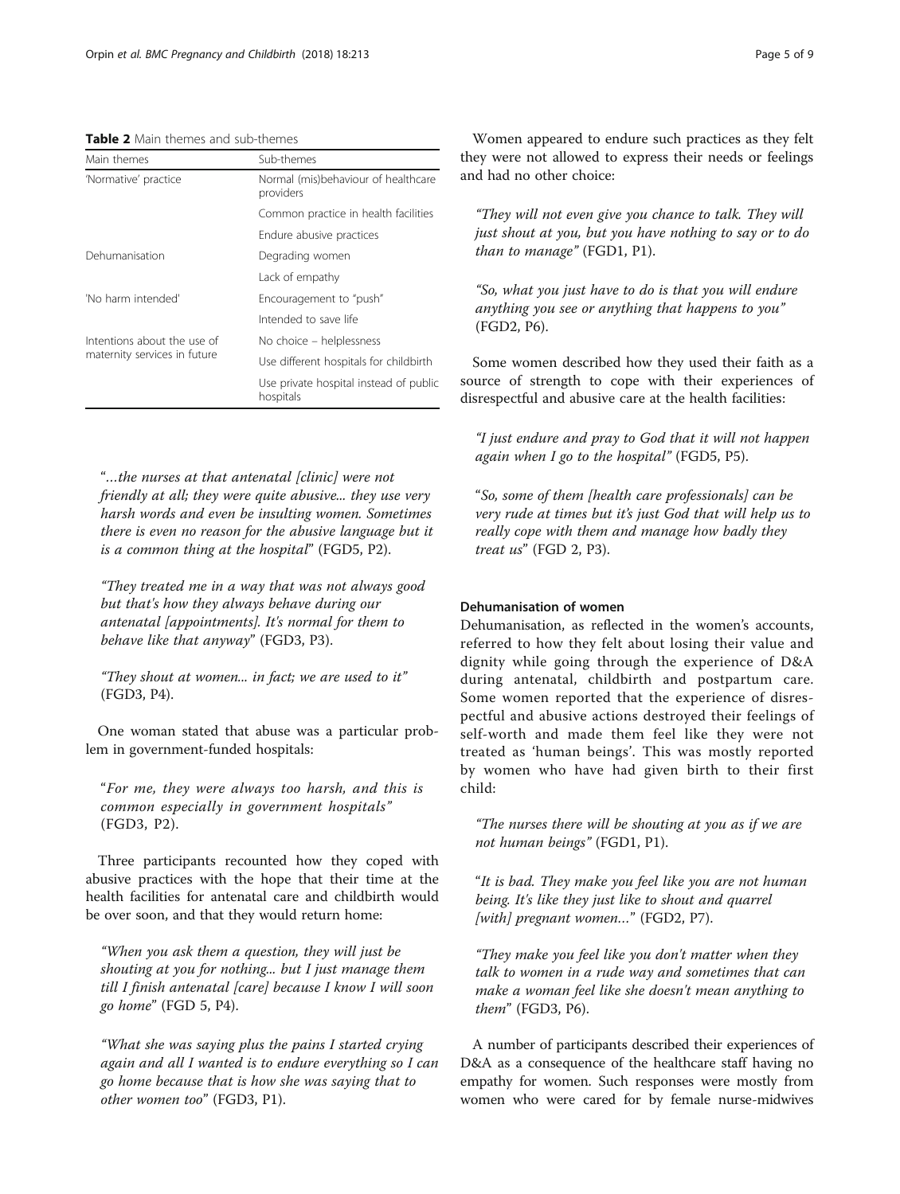**Table 2** Main themes and sub-themes

| Main themes | Sub-themes |
|---|---|
| 'Normative' practice | Normal (mis)behaviour of healthcare providers |
| | Common practice in health facilities |
| | Endure abusive practices |
| Dehumanisation | Degrading women |
| | Lack of empathy |
| 'No harm intended' | Encouragement to "push" |
| | Intended to save life |
| Intentions about the use of maternity services in future | No choice – helplessness |
| | Use different hospitals for childbirth |
| | Use private hospital instead of public hospitals |

"…*the nurses at that antenatal [clinic] were not friendly at all; they were quite abusive... they use very harsh words and even be insulting women. Sometimes there is even no reason for the abusive language but it is a common thing at the hospital*" (FGD5, P2).

"*They treated me in a way that was not always good but that's how they always behave during our antenatal [appointments]. It's normal for them to behave like that anyway*" (FGD3, P3).

"*They shout at women... in fact; we are used to it*" (FGD3, P4).

One woman stated that abuse was a particular problem in government-funded hospitals:

"*For me, they were always too harsh, and this is common especially in government hospitals*" (FGD3, P2).

Three participants recounted how they coped with abusive practices with the hope that their time at the health facilities for antenatal care and childbirth would be over soon, and that they would return home:

"*When you ask them a question, they will just be shouting at you for nothing... but I just manage them till I finish antenatal [care] because I know I will soon go home*" (FGD 5, P4).

"*What she was saying plus the pains I started crying again and all I wanted is to endure everything so I can go home because that is how she was saying that to other women too*" (FGD3, P1).

Women appeared to endure such practices as they felt they were not allowed to express their needs or feelings and had no other choice:

"*They will not even give you chance to talk. They will just shout at you, but you have nothing to say or to do than to manage*" (FGD1, P1).

"*So, what you just have to do is that you will endure anything you see or anything that happens to you*" (FGD2, P6).

Some women described how they used their faith as a source of strength to cope with their experiences of disrespectful and abusive care at the health facilities:

"*I just endure and pray to God that it will not happen again when I go to the hospital*" (FGD5, P5).

"*So, some of them [health care professionals] can be very rude at times but it's just God that will help us to really cope with them and manage how badly they treat us*" (FGD 2, P3).

#### Dehumanisation of women

Dehumanisation, as reflected in the women's accounts, referred to how they felt about losing their value and dignity while going through the experience of D&A during antenatal, childbirth and postpartum care. Some women reported that the experience of disrespectful and abusive actions destroyed their feelings of self-worth and made them feel like they were not treated as 'human beings'. This was mostly reported by women who have had given birth to their first child:

"*The nurses there will be shouting at you as if we are not human beings*" (FGD1, P1).

"*It is bad. They make you feel like you are not human being. It's like they just like to shout and quarrel [with] pregnant women…*" (FGD2, P7).

"*They make you feel like you don't matter when they talk to women in a rude way and sometimes that can make a woman feel like she doesn't mean anything to them*" (FGD3, P6).

A number of participants described their experiences of D&A as a consequence of the healthcare staff having no empathy for women. Such responses were mostly from women who were cared for by female nurse-midwives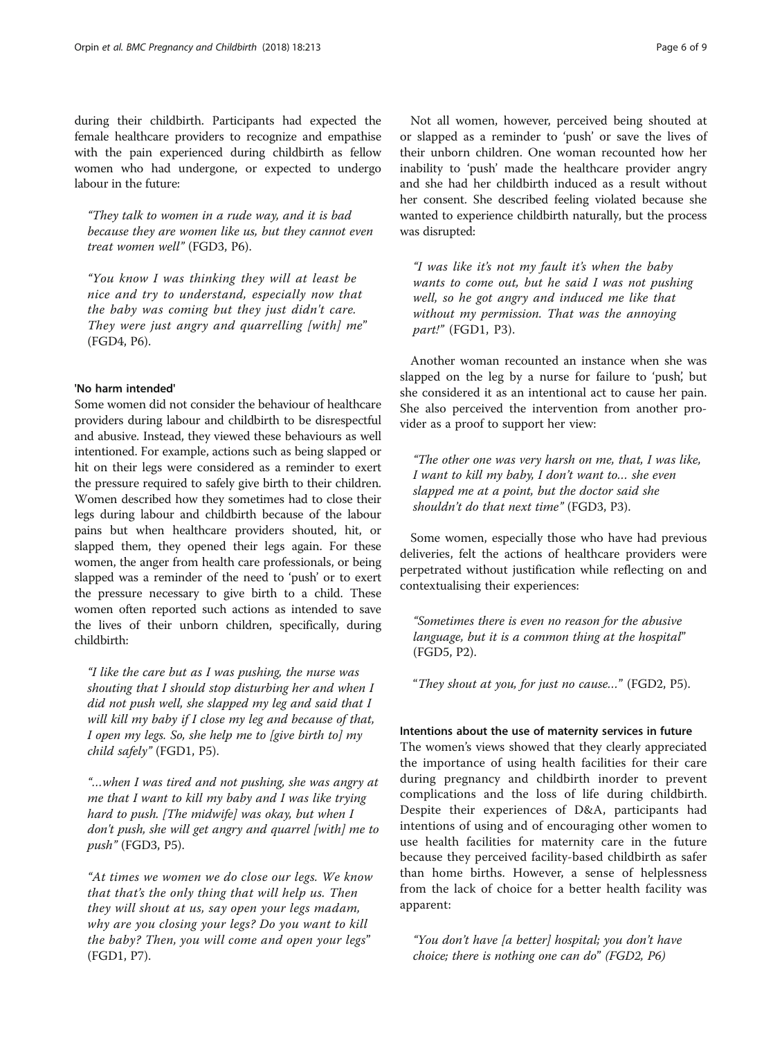during their childbirth. Participants had expected the female healthcare providers to recognize and empathise with the pain experienced during childbirth as fellow women who had undergone, or expected to undergo labour in the future:

> *"They talk to women in a rude way, and it is bad because they are women like us, but they cannot even treat women well"* (FGD3, P6).

> *"You know I was thinking they will at least be nice and try to understand, especially now that the baby was coming but they just didn't care. They were just angry and quarrelling [with] me"* (FGD4, P6).

#### 'No harm intended'

Some women did not consider the behaviour of healthcare providers during labour and childbirth to be disrespectful and abusive. Instead, they viewed these behaviours as well intentioned. For example, actions such as being slapped or hit on their legs were considered as a reminder to exert the pressure required to safely give birth to their children. Women described how they sometimes had to close their legs during labour and childbirth because of the labour pains but when healthcare providers shouted, hit, or slapped them, they opened their legs again. For these women, the anger from health care professionals, or being slapped was a reminder of the need to 'push' or to exert the pressure necessary to give birth to a child. These women often reported such actions as intended to save the lives of their unborn children, specifically, during childbirth:

> *"I like the care but as I was pushing, the nurse was shouting that I should stop disturbing her and when I did not push well, she slapped my leg and said that I will kill my baby if I close my leg and because of that, I open my legs. So, she help me to [give birth to] my child safely"* (FGD1, P5).

> *"...when I was tired and not pushing, she was angry at me that I want to kill my baby and I was like trying hard to push. [The midwife] was okay, but when I don't push, she will get angry and quarrel [with] me to push"* (FGD3, P5).

> *"At times we women we do close our legs. We know that that's the only thing that will help us. Then they will shout at us, say open your legs madam, why are you closing your legs? Do you want to kill the baby? Then, you will come and open your legs"* (FGD1, P7).

Not all women, however, perceived being shouted at or slapped as a reminder to 'push' or save the lives of their unborn children. One woman recounted how her inability to 'push' made the healthcare provider angry and she had her childbirth induced as a result without her consent. She described feeling violated because she wanted to experience childbirth naturally, but the process was disrupted:

> *"I was like it's not my fault it's when the baby wants to come out, but he said I was not pushing well, so he got angry and induced me like that without my permission. That was the annoying part!"* (FGD1, P3).

Another woman recounted an instance when she was slapped on the leg by a nurse for failure to 'push', but she considered it as an intentional act to cause her pain. She also perceived the intervention from another provider as a proof to support her view:

> *"The other one was very harsh on me, that, I was like, I want to kill my baby, I don't want to... she even slapped me at a point, but the doctor said she shouldn't do that next time"* (FGD3, P3).

Some women, especially those who have had previous deliveries, felt the actions of healthcare providers were perpetrated without justification while reflecting on and contextualising their experiences:

> *"Sometimes there is even no reason for the abusive language, but it is a common thing at the hospital"* (FGD5, P2).

> "*They shout at you, for just no cause...*" (FGD2, P5).

#### Intentions about the use of maternity services in future

The women's views showed that they clearly appreciated the importance of using health facilities for their care during pregnancy and childbirth inorder to prevent complications and the loss of life during childbirth. Despite their experiences of D&A, participants had intentions of using and of encouraging other women to use health facilities for maternity care in the future because they perceived facility-based childbirth as safer than home births. However, a sense of helplessness from the lack of choice for a better health facility was apparent:

> *"You don't have [a better] hospital; you don't have choice; there is nothing one can do" (FGD2, P6)*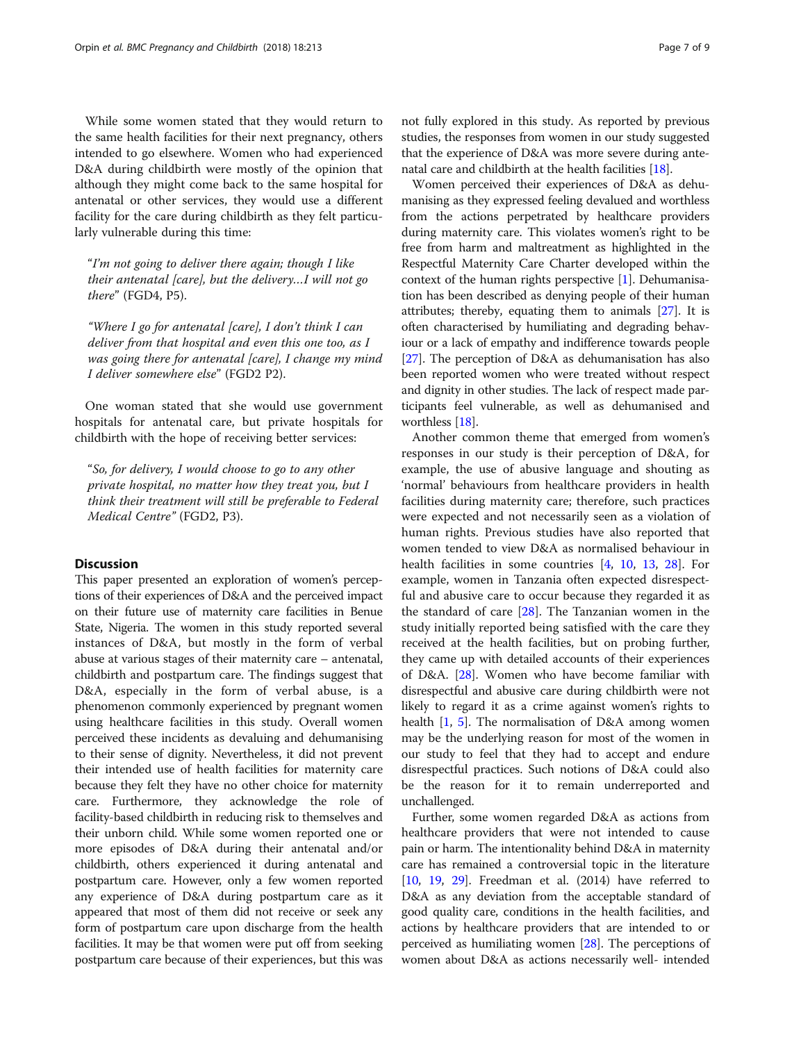While some women stated that they would return to the same health facilities for their next pregnancy, others intended to go elsewhere. Women who had experienced D&A during childbirth were mostly of the opinion that although they might come back to the same hospital for antenatal or other services, they would use a different facility for the care during childbirth as they felt particularly vulnerable during this time:

> "*I'm not going to deliver there again; though I like their antenatal [care], but the delivery…I will not go there*" (FGD4, P5).

> "*Where I go for antenatal [care], I don't think I can deliver from that hospital and even this one too, as I was going there for antenatal [care], I change my mind I deliver somewhere else*" (FGD2 P2).

One woman stated that she would use government hospitals for antenatal care, but private hospitals for childbirth with the hope of receiving better services:

> "*So, for delivery, I would choose to go to any other private hospital, no matter how they treat you, but I think their treatment will still be preferable to Federal Medical Centre*" (FGD2, P3).

## Discussion

This paper presented an exploration of women's perceptions of their experiences of D&A and the perceived impact on their future use of maternity care facilities in Benue State, Nigeria. The women in this study reported several instances of D&A, but mostly in the form of verbal abuse at various stages of their maternity care – antenatal, childbirth and postpartum care. The findings suggest that D&A, especially in the form of verbal abuse, is a phenomenon commonly experienced by pregnant women using healthcare facilities in this study. Overall women perceived these incidents as devaluing and dehumanising to their sense of dignity. Nevertheless, it did not prevent their intended use of health facilities for maternity care because they felt they have no other choice for maternity care. Furthermore, they acknowledge the role of facility-based childbirth in reducing risk to themselves and their unborn child. While some women reported one or more episodes of D&A during their antenatal and/or childbirth, others experienced it during antenatal and postpartum care. However, only a few women reported any experience of D&A during postpartum care as it appeared that most of them did not receive or seek any form of postpartum care upon discharge from the health facilities. It may be that women were put off from seeking postpartum care because of their experiences, but this was not fully explored in this study. As reported by previous studies, the responses from women in our study suggested that the experience of D&A was more severe during antenatal care and childbirth at the health facilities [18].

Women perceived their experiences of D&A as dehumanising as they expressed feeling devalued and worthless from the actions perpetrated by healthcare providers during maternity care. This violates women's right to be free from harm and maltreatment as highlighted in the Respectful Maternity Care Charter developed within the context of the human rights perspective [1]. Dehumanisation has been described as denying people of their human attributes; thereby, equating them to animals [27]. It is often characterised by humiliating and degrading behaviour or a lack of empathy and indifference towards people [27]. The perception of D&A as dehumanisation has also been reported women who were treated without respect and dignity in other studies. The lack of respect made participants feel vulnerable, as well as dehumanised and worthless [18].

Another common theme that emerged from women's responses in our study is their perception of D&A, for example, the use of abusive language and shouting as 'normal' behaviours from healthcare providers in health facilities during maternity care; therefore, such practices were expected and not necessarily seen as a violation of human rights. Previous studies have also reported that women tended to view D&A as normalised behaviour in health facilities in some countries [4, 10, 13, 28]. For example, women in Tanzania often expected disrespectful and abusive care to occur because they regarded it as the standard of care [28]. The Tanzanian women in the study initially reported being satisfied with the care they received at the health facilities, but on probing further, they came up with detailed accounts of their experiences of D&A. [28]. Women who have become familiar with disrespectful and abusive care during childbirth were not likely to regard it as a crime against women's rights to health [1, 5]. The normalisation of D&A among women may be the underlying reason for most of the women in our study to feel that they had to accept and endure disrespectful practices. Such notions of D&A could also be the reason for it to remain underreported and unchallenged.

Further, some women regarded D&A as actions from healthcare providers that were not intended to cause pain or harm. The intentionality behind D&A in maternity care has remained a controversial topic in the literature [10, 19, 29]. Freedman et al. (2014) have referred to D&A as any deviation from the acceptable standard of good quality care, conditions in the health facilities, and actions by healthcare providers that are intended to or perceived as humiliating women [28]. The perceptions of women about D&A as actions necessarily well- intended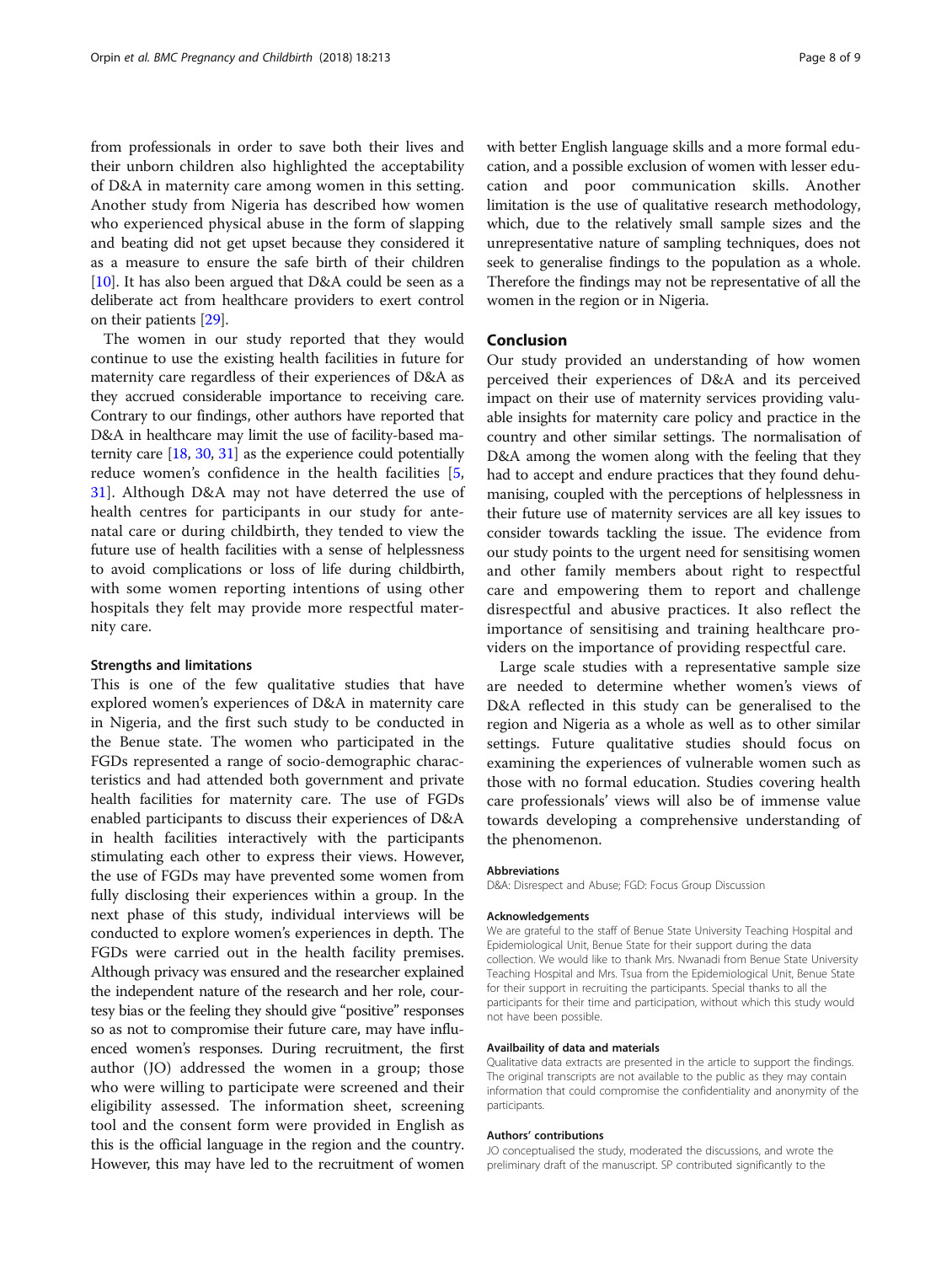from professionals in order to save both their lives and their unborn children also highlighted the acceptability of D&A in maternity care among women in this setting. Another study from Nigeria has described how women who experienced physical abuse in the form of slapping and beating did not get upset because they considered it as a measure to ensure the safe birth of their children [10]. It has also been argued that D&A could be seen as a deliberate act from healthcare providers to exert control on their patients [29].

The women in our study reported that they would continue to use the existing health facilities in future for maternity care regardless of their experiences of D&A as they accrued considerable importance to receiving care. Contrary to our findings, other authors have reported that D&A in healthcare may limit the use of facility-based maternity care [18, 30, 31] as the experience could potentially reduce women's confidence in the health facilities [5, 31]. Although D&A may not have deterred the use of health centres for participants in our study for antenatal care or during childbirth, they tended to view the future use of health facilities with a sense of helplessness to avoid complications or loss of life during childbirth, with some women reporting intentions of using other hospitals they felt may provide more respectful maternity care.

### Strengths and limitations

This is one of the few qualitative studies that have explored women's experiences of D&A in maternity care in Nigeria, and the first such study to be conducted in the Benue state. The women who participated in the FGDs represented a range of socio-demographic characteristics and had attended both government and private health facilities for maternity care. The use of FGDs enabled participants to discuss their experiences of D&A in health facilities interactively with the participants stimulating each other to express their views. However, the use of FGDs may have prevented some women from fully disclosing their experiences within a group. In the next phase of this study, individual interviews will be conducted to explore women's experiences in depth. The FGDs were carried out in the health facility premises. Although privacy was ensured and the researcher explained the independent nature of the research and her role, courtesy bias or the feeling they should give "positive" responses so as not to compromise their future care, may have influenced women's responses. During recruitment, the first author (JO) addressed the women in a group; those who were willing to participate were screened and their eligibility assessed. The information sheet, screening tool and the consent form were provided in English as this is the official language in the region and the country. However, this may have led to the recruitment of women with better English language skills and a more formal education, and a possible exclusion of women with lesser education and poor communication skills. Another limitation is the use of qualitative research methodology, which, due to the relatively small sample sizes and the unrepresentative nature of sampling techniques, does not seek to generalise findings to the population as a whole. Therefore the findings may not be representative of all the women in the region or in Nigeria.

## Conclusion

Our study provided an understanding of how women perceived their experiences of D&A and its perceived impact on their use of maternity services providing valuable insights for maternity care policy and practice in the country and other similar settings. The normalisation of D&A among the women along with the feeling that they had to accept and endure practices that they found dehumanising, coupled with the perceptions of helplessness in their future use of maternity services are all key issues to consider towards tackling the issue. The evidence from our study points to the urgent need for sensitising women and other family members about right to respectful care and empowering them to report and challenge disrespectful and abusive practices. It also reflect the importance of sensitising and training healthcare providers on the importance of providing respectful care.

Large scale studies with a representative sample size are needed to determine whether women's views of D&A reflected in this study can be generalised to the region and Nigeria as a whole as well as to other similar settings. Future qualitative studies should focus on examining the experiences of vulnerable women such as those with no formal education. Studies covering health care professionals' views will also be of immense value towards developing a comprehensive understanding of the phenomenon.

#### Abbreviations

D&A: Disrespect and Abuse; FGD: Focus Group Discussion

#### Acknowledgements

We are grateful to the staff of Benue State University Teaching Hospital and Epidemiological Unit, Benue State for their support during the data collection. We would like to thank Mrs. Nwanadi from Benue State University Teaching Hospital and Mrs. Tsua from the Epidemiological Unit, Benue State for their support in recruiting the participants. Special thanks to all the participants for their time and participation, without which this study would not have been possible.

#### Availbaility of data and materials

Qualitative data extracts are presented in the article to support the findings. The original transcripts are not available to the public as they may contain information that could compromise the confidentiality and anonymity of the participants.

#### Authors' contributions

JO conceptualised the study, moderated the discussions, and wrote the preliminary draft of the manuscript. SP contributed significantly to the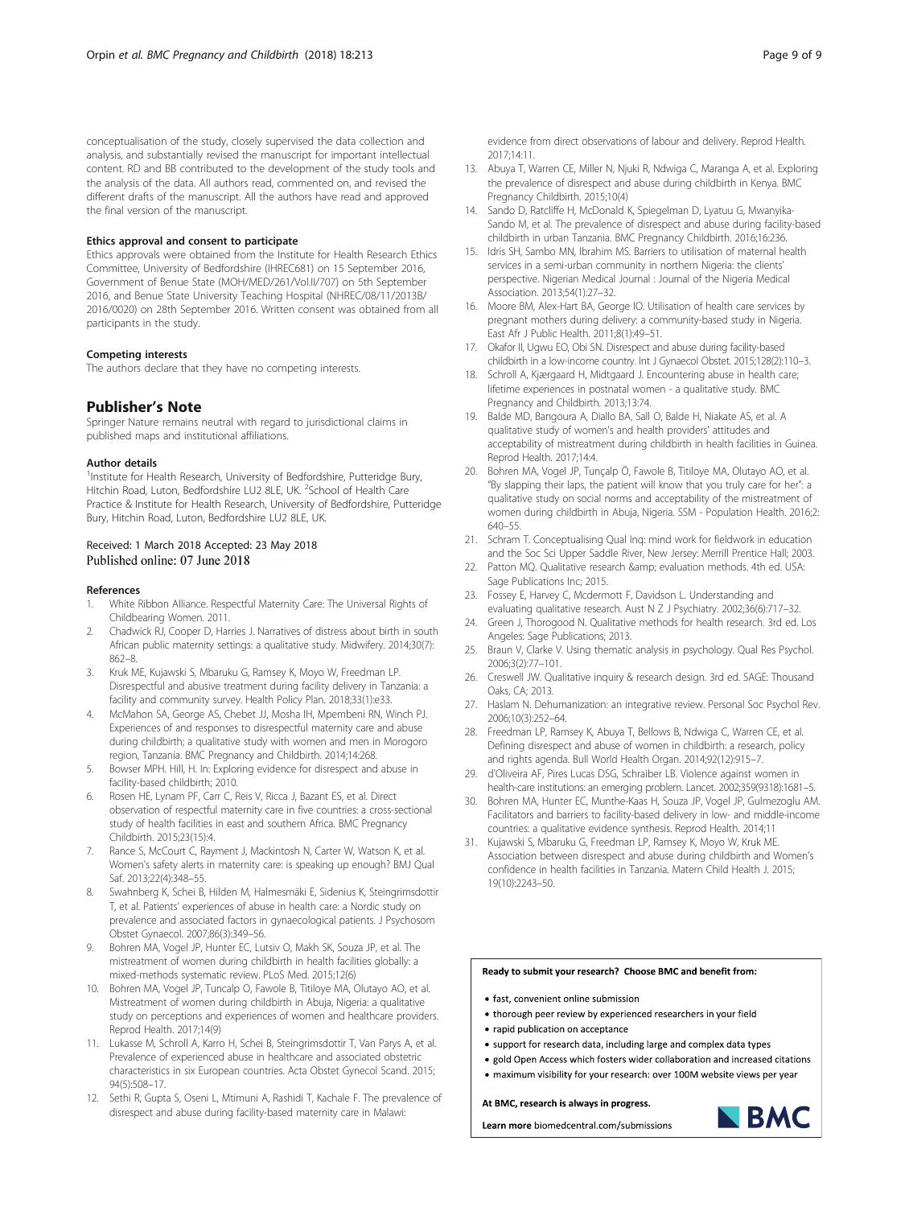conceptualisation of the study, closely supervised the data collection and analysis, and substantially revised the manuscript for important intellectual content. RD and BB contributed to the development of the study tools and the analysis of the data. All authors read, commented on, and revised the different drafts of the manuscript. All the authors have read and approved the final version of the manuscript.

#### Ethics approval and consent to participate

Ethics approvals were obtained from the Institute for Health Research Ethics Committee, University of Bedfordshire (IHREC681) on 15 September 2016, Government of Benue State (MOH/MED/261/Vol.II/707) on 5th September 2016, and Benue State University Teaching Hospital (NHREC/08/11/2013B/2016/0020) on 28th September 2016. Written consent was obtained from all participants in the study.

#### Competing interests

The authors declare that they have no competing interests.

## Publisher's Note

Springer Nature remains neutral with regard to jurisdictional claims in published maps and institutional affiliations.

#### Author details

[1]Institute for Health Research, University of Bedfordshire, Putteridge Bury, Hitchin Road, Luton, Bedfordshire LU2 8LE, UK. [2]School of Health Care Practice & Institute for Health Research, University of Bedfordshire, Putteridge Bury, Hitchin Road, Luton, Bedfordshire LU2 8LE, UK.

Received: 1 March 2018 Accepted: 23 May 2018
Published online: 07 June 2018

#### References

1. White Ribbon Alliance. Respectful Maternity Care: The Universal Rights of Childbearing Women. 2011.
2. Chadwick RJ, Cooper D, Harries J. Narratives of distress about birth in south African public maternity settings: a qualitative study. Midwifery. 2014;30(7):862–8.
3. Kruk ME, Kujawski S, Mbaruku G, Ramsey K, Moyo W, Freedman LP. Disrespectful and abusive treatment during facility delivery in Tanzania: a facility and community survey. Health Policy Plan. 2018;33(1):e33.
4. McMahon SA, George AS, Chebet JJ, Mosha IH, Mpembeni RN, Winch PJ. Experiences of and responses to disrespectful maternity care and abuse during childbirth; a qualitative study with women and men in Morogoro region, Tanzania. BMC Pregnancy and Childbirth. 2014;14:268.
5. Bowser MPH. Hill, H. In: Exploring evidence for disrespect and abuse in facility-based childbirth; 2010.
6. Rosen HE, Lynam PF, Carr C, Reis V, Ricca J, Bazant ES, et al. Direct observation of respectful maternity care in five countries: a cross-sectional study of health facilities in east and southern Africa. BMC Pregnancy Childbirth. 2015;23(15):4.
7. Rance S, McCourt C, Rayment J, Mackintosh N, Carter W, Watson K, et al. Women's safety alerts in maternity care: is speaking up enough? BMJ Qual Saf. 2013;22(4):348–55.
8. Swahnberg K, Schei B, Hilden M, Halmesmäki E, Sidenius K, Steingrimsdottir T, et al. Patients' experiences of abuse in health care: a Nordic study on prevalence and associated factors in gynaecological patients. J Psychosom Obstet Gynaecol. 2007;86(3):349–56.
9. Bohren MA, Vogel JP, Hunter EC, Lutsiv O, Makh SK, Souza JP, et al. The mistreatment of women during childbirth in health facilities globally: a mixed-methods systematic review. PLoS Med. 2015;12(6)
10. Bohren MA, Vogel JP, Tuncalp O, Fawole B, Titiloye MA, Olutayo AO, et al. Mistreatment of women during childbirth in Abuja, Nigeria: a qualitative study on perceptions and experiences of women and healthcare providers. Reprod Health. 2017;14(9)
11. Lukasse M, Schroll A, Karro H, Schei B, Steingrimsdottir T, Van Parys A, et al. Prevalence of experienced abuse in healthcare and associated obstetric characteristics in six European countries. Acta Obstet Gynecol Scand. 2015; 94(5):508–17.
12. Sethi R, Gupta S, Oseni L, Mtimuni A, Rashidi T, Kachale F. The prevalence of disrespect and abuse during facility-based maternity care in Malawi: evidence from direct observations of labour and delivery. Reprod Health. 2017;14:11.
13. Abuya T, Warren CE, Miller N, Njuki R, Ndwiga C, Maranga A, et al. Exploring the prevalence of disrespect and abuse during childbirth in Kenya. BMC Pregnancy Childbirth. 2015;10(4)
14. Sando D, Ratcliffe H, McDonald K, Spiegelman D, Lyatuu G, Mwanyika-Sando M, et al. The prevalence of disrespect and abuse during facility-based childbirth in urban Tanzania. BMC Pregnancy Childbirth. 2016;16:236.
15. Idris SH, Sambo MN, Ibrahim MS. Barriers to utilisation of maternal health services in a semi-urban community in northern Nigeria: the clients' perspective. Nigerian Medical Journal : Journal of the Nigeria Medical Association. 2013;54(1):27–32.
16. Moore BM, Alex-Hart BA, George IO. Utilisation of health care services by pregnant mothers during delivery: a community-based study in Nigeria. East Afr J Public Health. 2011;8(1):49–51.
17. Okafor II, Ugwu EO, Obi SN. Disrespect and abuse during facility-based childbirth in a low-income country. Int J Gynaecol Obstet. 2015;128(2):110–3.
18. Schroll A, Kjærgaard H, Midtgaard J. Encountering abuse in health care; lifetime experiences in postnatal women - a qualitative study. BMC Pregnancy and Childbirth. 2013;13:74.
19. Balde MD, Bangoura A, Diallo BA, Sall O, Balde H, Niakate AS, et al. A qualitative study of women's and health providers' attitudes and acceptability of mistreatment during childbirth in health facilities in Guinea. Reprod Health. 2017;14:4.
20. Bohren MA, Vogel JP, Tunçalp Ö, Fawole B, Titiloye MA, Olutayo AO, et al. "By slapping their laps, the patient will know that you truly care for her": a qualitative study on social norms and acceptability of the mistreatment of women during childbirth in Abuja, Nigeria. SSM - Population Health. 2016;2:640–55.
21. Schram T. Conceptualising Qual Inq: mind work for fieldwork in education and the Soc Sci Upper Saddle River, New Jersey: Merrill Prentice Hall; 2003.
22. Patton MQ. Qualitative research &amp; evaluation methods. 4th ed. USA: Sage Publications Inc; 2015.
23. Fossey E, Harvey C, Mcdermott F, Davidson L. Understanding and evaluating qualitative research. Aust N Z J Psychiatry. 2002;36(6):717–32.
24. Green J, Thorogood N. Qualitative methods for health research. 3rd ed. Los Angeles: Sage Publications; 2013.
25. Braun V, Clarke V. Using thematic analysis in psychology. Qual Res Psychol. 2006;3(2):77–101.
26. Creswell JW. Qualitative inquiry & research design. 3rd ed. SAGE: Thousand Oaks, CA; 2013.
27. Haslam N. Dehumanization: an integrative review. Personal Soc Psychol Rev. 2006;10(3):252–64.
28. Freedman LP, Ramsey K, Abuya T, Bellows B, Ndwiga C, Warren CE, et al. Defining disrespect and abuse of women in childbirth: a research, policy and rights agenda. Bull World Health Organ. 2014;92(12):915–7.
29. d'Oliveira AF, Pires Lucas DSG, Schraiber LB. Violence against women in health-care institutions: an emerging problem. Lancet. 2002;359(9318):1681–5.
30. Bohren MA, Hunter EC, Munthe-Kaas H, Souza JP, Vogel JP, Gulmezoglu AM. Facilitators and barriers to facility-based delivery in low- and middle-income countries: a qualitative evidence synthesis. Reprod Health. 2014;11
31. Kujawski S, Mbaruku G, Freedman LP, Ramsey K, Moyo W, Kruk ME. Association between disrespect and abuse during childbirth and Women's confidence in health facilities in Tanzania. Matern Child Health J. 2015; 19(10):2243–50.

**Ready to submit your research? Choose BMC and benefit from:**

- fast, convenient online submission
- thorough peer review by experienced researchers in your field
- rapid publication on acceptance
- support for research data, including large and complex data types
- gold Open Access which fosters wider collaboration and increased citations
- maximum visibility for your research: over 100M website views per year

**At BMC, research is always in progress.**

**Learn more** biomedcentral.com/submissions

BMC